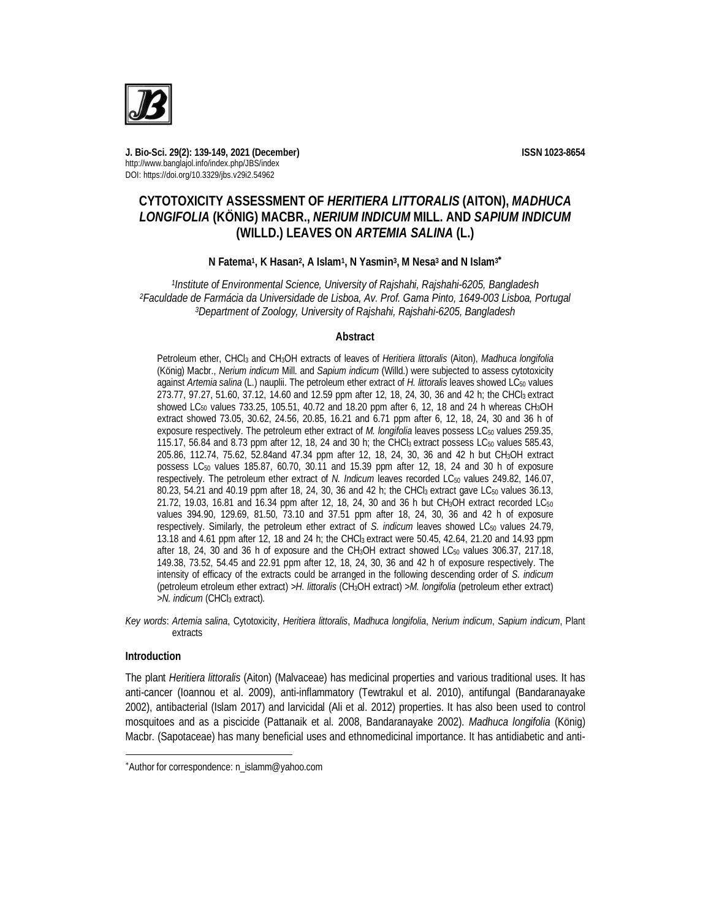J. Bio-Sci. 29(2): 139-149, 2021 (December)

ISSN 1023-8654

http://www.banglajol.info/index.php/JBS/index

DOI: https://doi.org/10.3329/jbs.v29i2.54962

# CYTOTOXICITY ASSESSMENT OF *HERITIERA LITTORALIS* (AITON), *MADHUCA LONGIFOLIA* (KÖNIG) MACBR., *NERIUM INDICUM* MILL. AND *SAPIUM INDICUM* (WILLD.) LEAVES ON *ARTEMIA SALINA* (L.)

**N Fatema[1], K Hasan[2], A Islam[1], N Yasmin[3], M Nesa[3] and N Islam[3]***

[1]*Institute of Environmental Science, University of Rajshahi, Rajshahi-6205, Bangladesh*
[2]*Faculdade de Farmácia da Universidade de Lisboa, Av. Prof. Gama Pinto, 1649-003 Lisboa, Portugal*
[3]*Department of Zoology, University of Rajshahi, Rajshahi-6205, Bangladesh*

## Abstract

Petroleum ether, $CHCl_3$ and $CH_3OH$ extracts of leaves of *Heritiera littoralis* (Aiton), *Madhuca longifolia* (König) Macbr., *Nerium indicum* Mill. and *Sapium indicum* (Willd.) were subjected to assess cytotoxicity against *Artemia salina* (L.) nauplii. The petroleum ether extract of *H. littoralis* leaves showed $LC_{50}$ values 273.77, 97.27, 51.60, 37.12, 14.60 and 12.59 ppm after 12, 18, 24, 30, 36 and 42 h; the $CHCl_3$ extract showed $LC_{50}$ values 733.25, 105.51, 40.72 and 18.20 ppm after 6, 12, 18 and 24 h whereas $CH_3OH$ extract showed 73.05, 30.62, 24.56, 20.85, 16.21 and 6.71 ppm after 6, 12, 18, 24, 30 and 36 h of exposure respectively. The petroleum ether extract of *M. longifolia* leaves possess $LC_{50}$ values 259.35, 115.17, 56.84 and 8.73 ppm after 12, 18, 24 and 30 h; the $CHCl_3$ extract possess $LC_{50}$ values 585.43, 205.86, 112.74, 75.62, 52.84and 47.34 ppm after 12, 18, 24, 30, 36 and 42 h but $CH_3OH$ extract possess $LC_{50}$ values 185.87, 60.70, 30.11 and 15.39 ppm after 12, 18, 24 and 30 h of exposure respectively. The petroleum ether extract of *N. Indicum* leaves recorded $LC_{50}$ values 249.82, 146.07, 80.23, 54.21 and 40.19 ppm after 18, 24, 30, 36 and 42 h; the $CHCl_3$ extract gave $LC_{50}$ values 36.13, 21.72, 19.03, 16.81 and 16.34 ppm after 12, 18, 24, 30 and 36 h but $CH_3OH$ extract recorded $LC_{50}$ values 394.90, 129.69, 81.50, 73.10 and 37.51 ppm after 18, 24, 30, 36 and 42 h of exposure respectively. Similarly, the petroleum ether extract of *S. indicum* leaves showed $LC_{50}$ values 24.79, 13.18 and 4.61 ppm after 12, 18 and 24 h; the $CHCl_3$ extract were 50.45, 42.64, 21.20 and 14.93 ppm after 18, 24, 30 and 36 h of exposure and the $CH_3OH$ extract showed $LC_{50}$ values 306.37, 217.18, 149.38, 73.52, 54.45 and 22.91 ppm after 12, 18, 24, 30, 36 and 42 h of exposure respectively. The intensity of efficacy of the extracts could be arranged in the following descending order of *S. indicum* (petroleum etroleum ether extract) >*H. littoralis* ($CH_3OH$ extract) >*M. longifolia* (petroleum ether extract) >*N. indicum* ($CHCl_3$ extract).

*Key words*: *Artemia salina*, Cytotoxicity, *Heritiera littoralis*, *Madhuca longifolia*, *Nerium indicum*, *Sapium indicum*, Plant extracts

## Introduction

The plant *Heritiera littoralis* (Aiton) (Malvaceae) has medicinal properties and various traditional uses. It has anti-cancer (Ioannou et al. 2009), anti-inflammatory (Tewtrakul et al. 2010), antifungal (Bandaranayake 2002), antibacterial (Islam 2017) and larvicidal (Ali et al. 2012) properties. It has also been used to control mosquitoes and as a piscicide (Pattanaik et al. 2008, Bandaranayake 2002). *Madhuca longifolia* (König) Macbr. (Sapotaceae) has many beneficial uses and ethnomedicinal importance. It has antidiabetic and anti-

*Author for correspondence: n_islamm@yahoo.com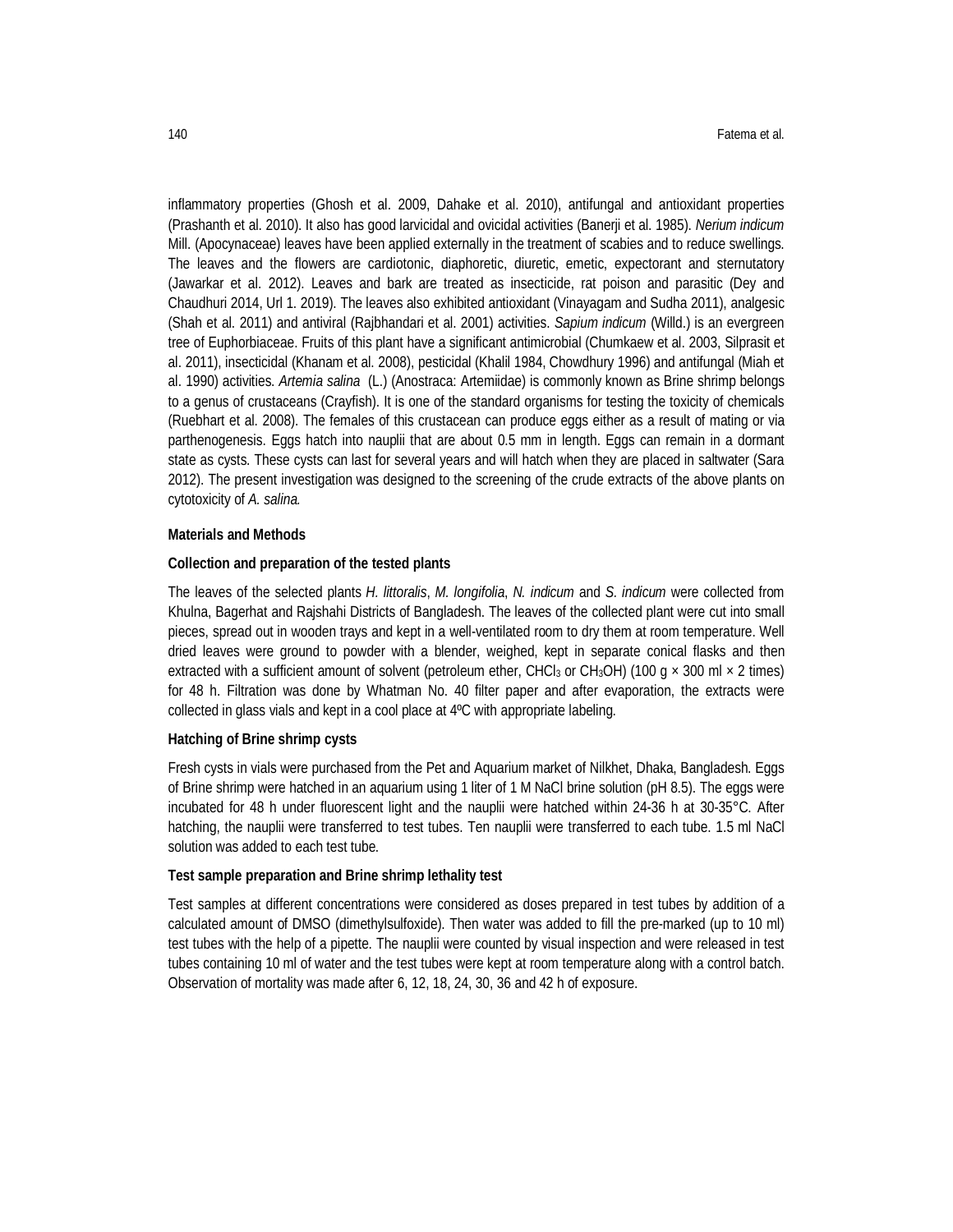inflammatory properties (Ghosh et al. 2009, Dahake et al. 2010), antifungal and antioxidant properties (Prashanth et al. 2010). It also has good larvicidal and ovicidal activities (Banerji et al. 1985). *Nerium indicum* Mill. (Apocynaceae) leaves have been applied externally in the treatment of scabies and to reduce swellings. The leaves and the flowers are cardiotonic, diaphoretic, diuretic, emetic, expectorant and sternutatory (Jawarkar et al. 2012). Leaves and bark are treated as insecticide, rat poison and parasitic (Dey and Chaudhuri 2014, Url 1. 2019). The leaves also exhibited antioxidant (Vinayagam and Sudha 2011), analgesic (Shah et al. 2011) and antiviral (Rajbhandari et al. 2001) activities. *Sapium indicum* (Willd.) is an evergreen tree of Euphorbiaceae. Fruits of this plant have a significant antimicrobial (Chumkaew et al. 2003, Silprasit et al. 2011), insecticidal (Khanam et al. 2008), pesticidal (Khalil 1984, Chowdhury 1996) and antifungal (Miah et al. 1990) activities. *Artemia salina* (L.) (Anostraca: Artemiidae) is commonly known as Brine shrimp belongs to a genus of crustaceans (Crayfish). It is one of the standard organisms for testing the toxicity of chemicals (Ruebhart et al. 2008). The females of this crustacean can produce eggs either as a result of mating or via parthenogenesis. Eggs hatch into nauplii that are about 0.5 mm in length. Eggs can remain in a dormant state as cysts. These cysts can last for several years and will hatch when they are placed in saltwater (Sara 2012). The present investigation was designed to the screening of the crude extracts of the above plants on cytotoxicity of *A. salina*.

## Materials and Methods

### Collection and preparation of the tested plants

The leaves of the selected plants *H. littoralis*, *M. longifolia*, *N. indicum* and *S. indicum* were collected from Khulna, Bagerhat and Rajshahi Districts of Bangladesh. The leaves of the collected plant were cut into small pieces, spread out in wooden trays and kept in a well-ventilated room to dry them at room temperature. Well dried leaves were ground to powder with a blender, weighed, kept in separate conical flasks and then extracted with a sufficient amount of solvent (petroleum ether, $CHCl_3$ or $CH_3OH$) (100 g × 300 ml × 2 times) for 48 h. Filtration was done by Whatman No. 40 filter paper and after evaporation, the extracts were collected in glass vials and kept in a cool place at 4ºC with appropriate labeling.

### Hatching of Brine shrimp cysts

Fresh cysts in vials were purchased from the Pet and Aquarium market of Nilkhet, Dhaka, Bangladesh. Eggs of Brine shrimp were hatched in an aquarium using 1 liter of 1 M NaCl brine solution (pH 8.5). The eggs were incubated for 48 h under fluorescent light and the nauplii were hatched within 24-36 h at 30-35°C. After hatching, the nauplii were transferred to test tubes. Ten nauplii were transferred to each tube. 1.5 ml NaCl solution was added to each test tube.

### Test sample preparation and Brine shrimp lethality test

Test samples at different concentrations were considered as doses prepared in test tubes by addition of a calculated amount of DMSO (dimethylsulfoxide). Then water was added to fill the pre-marked (up to 10 ml) test tubes with the help of a pipette. The nauplii were counted by visual inspection and were released in test tubes containing 10 ml of water and the test tubes were kept at room temperature along with a control batch. Observation of mortality was made after 6, 12, 18, 24, 30, 36 and 42 h of exposure.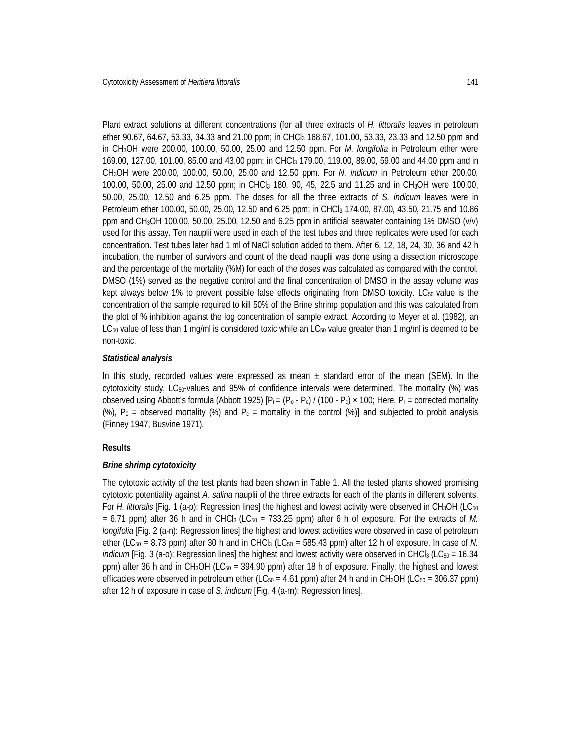Plant extract solutions at different concentrations (for all three extracts of *H. littoralis* leaves in petroleum ether 90.67, 64.67, 53.33, 34.33 and 21.00 ppm; in $CHCl_3$ 168.67, 101.00, 53.33, 23.33 and 12.50 ppm and in $CH_3OH$ were 200.00, 100.00, 50.00, 25.00 and 12.50 ppm. For *M. longifolia* in Petroleum ether were 169.00, 127.00, 101.00, 85.00 and 43.00 ppm; in $CHCl_3$ 179.00, 119.00, 89.00, 59.00 and 44.00 ppm and in $CH_3OH$ were 200.00, 100.00, 50.00, 25.00 and 12.50 ppm. For *N. indicum* in Petroleum ether 200.00, 100.00, 50.00, 25.00 and 12.50 ppm; in $CHCl_3$ 180, 90, 45, 22.5 and 11.25 and in $CH_3OH$ were 100.00, 50.00, 25.00, 12.50 and 6.25 ppm. The doses for all the three extracts of *S. indicum* leaves were in Petroleum ether 100.00, 50.00, 25.00, 12.50 and 6.25 ppm; in $CHCl_3$ 174.00, 87.00, 43.50, 21.75 and 10.86 ppm and $CH_3OH$ 100.00, 50.00, 25.00, 12.50 and 6.25 ppm in artificial seawater containing 1% DMSO (v/v) used for this assay. Ten nauplii were used in each of the test tubes and three replicates were used for each concentration. Test tubes later had 1 ml of NaCl solution added to them. After 6, 12, 18, 24, 30, 36 and 42 h incubation, the number of survivors and count of the dead nauplii was done using a dissection microscope and the percentage of the mortality (%M) for each of the doses was calculated as compared with the control. DMSO (1%) served as the negative control and the final concentration of DMSO in the assay volume was kept always below 1% to prevent possible false effects originating from DMSO toxicity. $LC_{50}$ value is the concentration of the sample required to kill 50% of the Brine shrimp population and this was calculated from the plot of % inhibition against the log concentration of sample extract. According to Meyer et al. (1982), an $LC_{50}$ value of less than 1 mg/ml is considered toxic while an $LC_{50}$ value greater than 1 mg/ml is deemed to be non-toxic.

### *Statistical analysis*

In this study, recorded values were expressed as mean ± standard error of the mean (SEM). In the cytotoxicity study, $LC_{50}$-values and 95% of confidence intervals were determined. The mortality (%) was observed using Abbott's formula (Abbott 1925) [$P_r = (P_o - P_c) / (100 - P_c) \times 100$; Here, $P_r$ = corrected mortality (%), $P_0$ = observed mortality (%) and $P_c$ = mortality in the control (%)] and subjected to probit analysis (Finney 1947, Busvine 1971).

## Results

### *Brine shrimp cytotoxicity*

The cytotoxic activity of the test plants had been shown in Table 1. All the tested plants showed promising cytotoxic potentiality against *A. salina* nauplii of the three extracts for each of the plants in different solvents. For *H. littoralis* [Fig. 1 (a-p): Regression lines] the highest and lowest activity were observed in $CH_3OH$ ($LC_{50}$ = 6.71 ppm) after 36 h and in $CHCl_3$ ($LC_{50}$ = 733.25 ppm) after 6 h of exposure. For the extracts of *M. longifolia* [Fig. 2 (a-n): Regression lines] the highest and lowest activities were observed in case of petroleum ether ($LC_{50}$ = 8.73 ppm) after 30 h and in $CHCl_3$ ($LC_{50}$ = 585.43 ppm) after 12 h of exposure. In case of *N. indicum* [Fig. 3 (a-o): Regression lines] the highest and lowest activity were observed in $CHCl_3$ ($LC_{50}$ = 16.34 ppm) after 36 h and in $CH_3OH$ ($LC_{50}$ = 394.90 ppm) after 18 h of exposure. Finally, the highest and lowest efficacies were observed in petroleum ether ($LC_{50}$ = 4.61 ppm) after 24 h and in $CH_3OH$ ($LC_{50}$ = 306.37 ppm) after 12 h of exposure in case of *S. indicum* [Fig. 4 (a-m): Regression lines].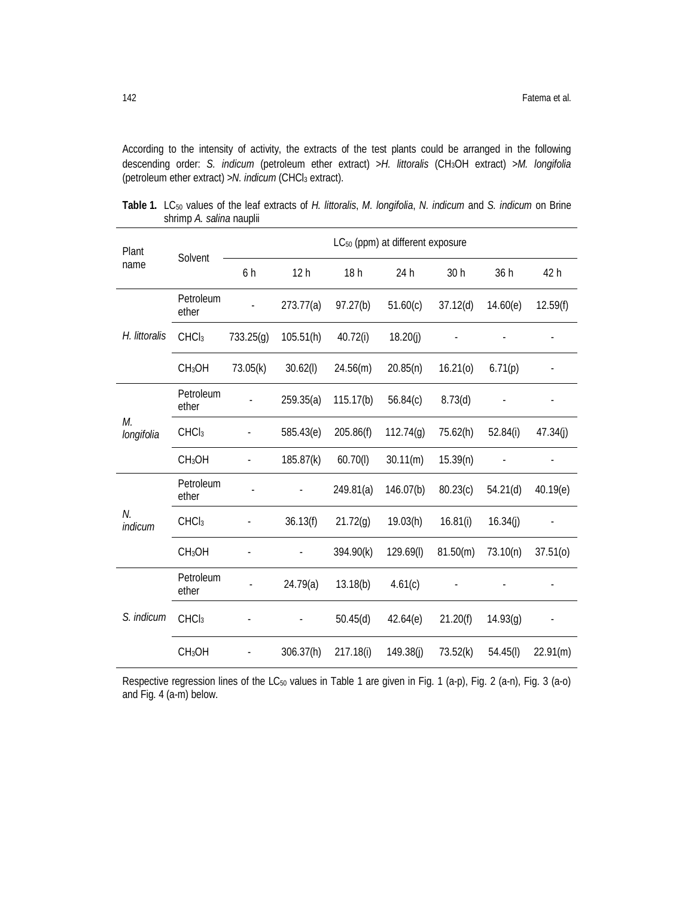According to the intensity of activity, the extracts of the test plants could be arranged in the following descending order: *S. indicum* (petroleum ether extract) >*H. littoralis* ($CH_3OH$ extract) >*M. longifolia* (petroleum ether extract) >*N. indicum* ($CHCl_3$ extract).

**Table 1.** $LC_{50}$ values of the leaf extracts of *H. littoralis*, *M. longifolia*, *N. indicum* and *S. indicum* on Brine shrimp *A. salina* nauplii

| Plant name | Solvent | $LC_{50}$ (ppm) at different exposure | | | | | | |
|---|---|---|---|---|---|---|---|---|
| | | 6 h | 12 h | 18 h | 24 h | 30 h | 36 h | 42 h |
| *H. littoralis* | Petroleum ether | - | 273.77(a) | 97.27(b) | 51.60(c) | 37.12(d) | 14.60(e) | 12.59(f) |
| | $CHCl_3$ | 733.25(g) | 105.51(h) | 40.72(i) | 18.20(j) | - | - | - |
| | $CH_3OH$ | 73.05(k) | 30.62(l) | 24.56(m) | 20.85(n) | 16.21(o) | 6.71(p) | - |
| *M. longifolia* | Petroleum ether | - | 259.35(a) | 115.17(b) | 56.84(c) | 8.73(d) | - | - |
| | $CHCl_3$ | - | 585.43(e) | 205.86(f) | 112.74(g) | 75.62(h) | 52.84(i) | 47.34(j) |
| | $CH_3OH$ | - | 185.87(k) | 60.70(l) | 30.11(m) | 15.39(n) | - | - |
| *N. indicum* | Petroleum ether | - | - | 249.81(a) | 146.07(b) | 80.23(c) | 54.21(d) | 40.19(e) |
| | $CHCl_3$ | - | 36.13(f) | 21.72(g) | 19.03(h) | 16.81(i) | 16.34(j) | - |
| | $CH_3OH$ | - | - | 394.90(k) | 129.69(l) | 81.50(m) | 73.10(n) | 37.51(o) |
| *S. indicum* | Petroleum ether | - | 24.79(a) | 13.18(b) | 4.61(c) | - | - | - |
| | $CHCl_3$ | - | - | 50.45(d) | 42.64(e) | 21.20(f) | 14.93(g) | - |
| | $CH_3OH$ | - | 306.37(h) | 217.18(i) | 149.38(j) | 73.52(k) | 54.45(l) | 22.91(m) |

Respective regression lines of the $LC_{50}$ values in Table 1 are given in Fig. 1 (a-p), Fig. 2 (a-n), Fig. 3 (a-o) and Fig. 4 (a-m) below.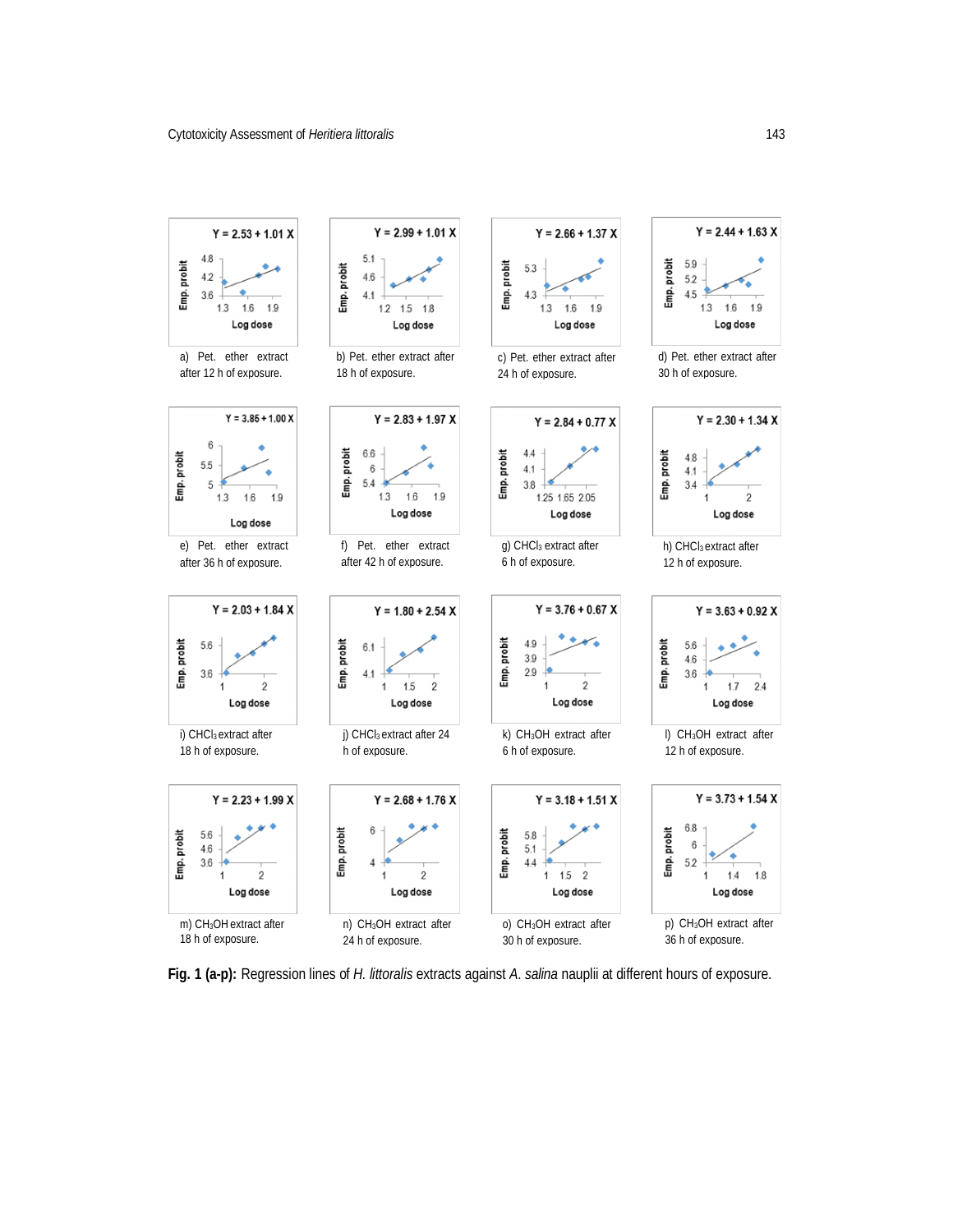$Y = 2.53 + 1.01X$

a) Pet. ether extract after 12 h of exposure.

$Y = 2.99 + 1.01X$

b) Pet. ether extract after 18 h of exposure.

$Y = 2.66 + 1.37X$

c) Pet. ether extract after 24 h of exposure.

$Y = 2.44 + 1.63X$

d) Pet. ether extract after 30 h of exposure.

$Y = 3.85 + 1.00X$

e) Pet. ether extract after 36 h of exposure.

$Y = 2.83 + 1.97X$

f) Pet. ether extract after 42 h of exposure.

$Y = 2.84 + 0.77X$

g) $CHCl_3$ extract after 6 h of exposure.

$Y = 2.30 + 1.34X$

h) $CHCl_3$ extract after 12 h of exposure.

$Y = 2.03 + 1.84X$

i) $CHCl_3$ extract after 18 h of exposure.

$Y = 1.80 + 2.54X$

j) $CHCl_3$ extract after 24 h of exposure.

$Y = 3.76 + 0.67X$

k) $CH_3OH$ extract after 6 h of exposure.

$Y = 3.63 + 0.92X$

l) $CH_3OH$ extract after 12 h of exposure.

$Y = 2.23 + 1.99X$

m) $CH_3OH$ extract after 18 h of exposure.

$Y = 2.68 + 1.76X$

n) $CH_3OH$ extract after 24 h of exposure.

$Y = 3.18 + 1.51X$

o) $CH_3OH$ extract after 30 h of exposure.

$Y = 3.73 + 1.54X$

p) $CH_3OH$ extract after 36 h of exposure.

**Fig. 1 (a-p):** Regression lines of *H. littoralis* extracts against *A. salina* nauplii at different hours of exposure.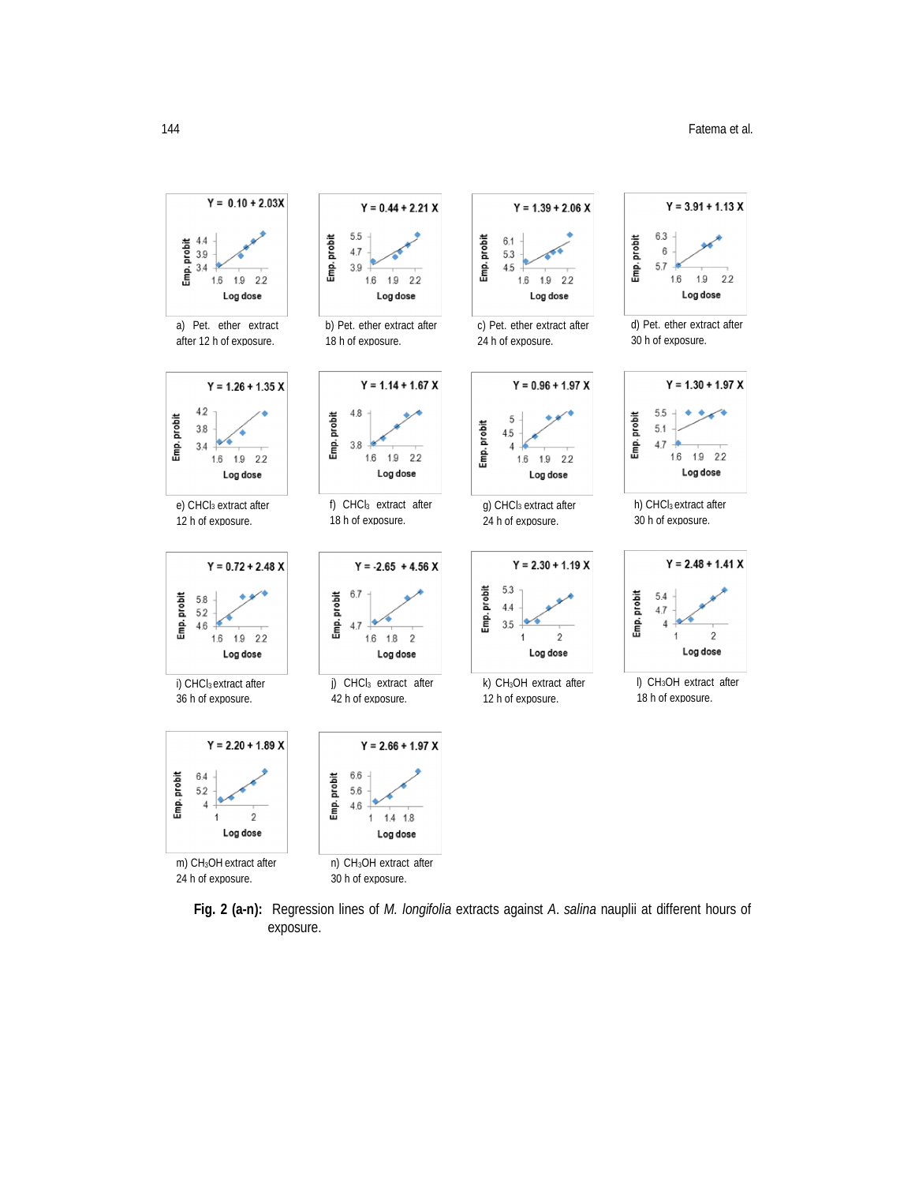Y = 0.10 + 2.03X

a) Pet. ether extract after 12 h of exposure.

Y = 0.44 + 2.21 X

b) Pet. ether extract after 18 h of exposure.

Y = 1.39 + 2.06 X

c) Pet. ether extract after 24 h of exposure.

Y = 3.91 + 1.13 X

d) Pet. ether extract after 30 h of exposure.

Y = 1.26 + 1.35 X

e) $CHCl_3$ extract after 12 h of exposure.

Y = 1.14 + 1.67 X

f) $CHCl_3$ extract after 18 h of exposure.

Y = 0.96 + 1.97 X

g) $CHCl_3$ extract after 24 h of exposure.

Y = 1.30 + 1.97 X

h) $CHCl_3$ extract after 30 h of exposure.

Y = 0.72 + 2.48 X

i) $CHCl_3$ extract after 36 h of exposure.

Y = -2.65 + 4.56 X

j) $CHCl_3$ extract after 42 h of exposure.

Y = 2.30 + 1.19 X

k) $CH_3OH$ extract after 12 h of exposure.

Y = 2.48 + 1.41 X

l) $CH_3OH$ extract after 18 h of exposure.

Y = 2.20 + 1.89 X

m) $CH_3OH$ extract after 24 h of exposure.

Y = 2.66 + 1.97 X

n) $CH_3OH$ extract after 30 h of exposure.

**Fig. 2 (a-n):** Regression lines of *M. longifolia* extracts against *A. salina* nauplii at different hours of exposure.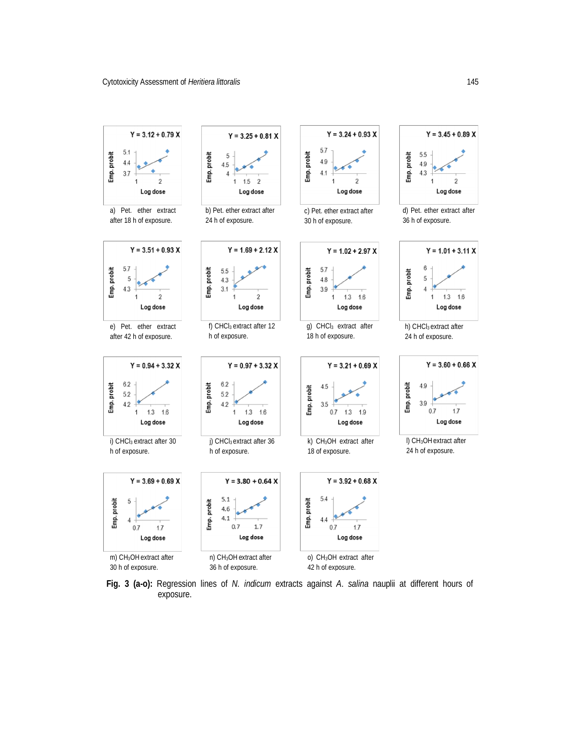$Y = 3.12 + 0.79X$

a) Pet. ether extract after 18 h of exposure.

$Y = 3.25 + 0.81X$

b) Pet. ether extract after 24 h of exposure.

$Y = 3.24 + 0.93X$

c) Pet. ether extract after 30 h of exposure.

$Y = 3.45 + 0.89X$

d) Pet. ether extract after 36 h of exposure.

$Y = 3.51 + 0.93X$

e) Pet. ether extract after 42 h of exposure.

$Y = 1.69 + 2.12X$

f) $CHCl_3$ extract after 12 h of exposure.

$Y = 1.02 + 2.97X$

g) $CHCl_3$ extract after 18 h of exposure.

$Y = 1.01 + 3.11X$

h) $CHCl_3$ extract after 24 h of exposure.

$Y = 0.94 + 3.32X$

i) $CHCl_3$ extract after 30 h of exposure.

$Y = 0.97 + 3.32X$

j) $CHCl_3$ extract after 36 h of exposure.

$Y = 3.21 + 0.69X$

k) $CH_3OH$ extract after 18 h of exposure.

$Y = 3.60 + 0.66X$

l) $CH_3OH$ extract after 24 h of exposure.

$Y = 3.69 + 0.69X$

m) $CH_3OH$ extract after 30 h of exposure.

$Y = 3.80 + 0.64X$

n) $CH_3OH$ extract after 36 h of exposure.

$Y = 3.92 + 0.68X$

o) $CH_3OH$ extract after 42 h of exposure.

**Fig. 3 (a-o):** Regression lines of *N. indicum* extracts against *A. salina* nauplii at different hours of exposure.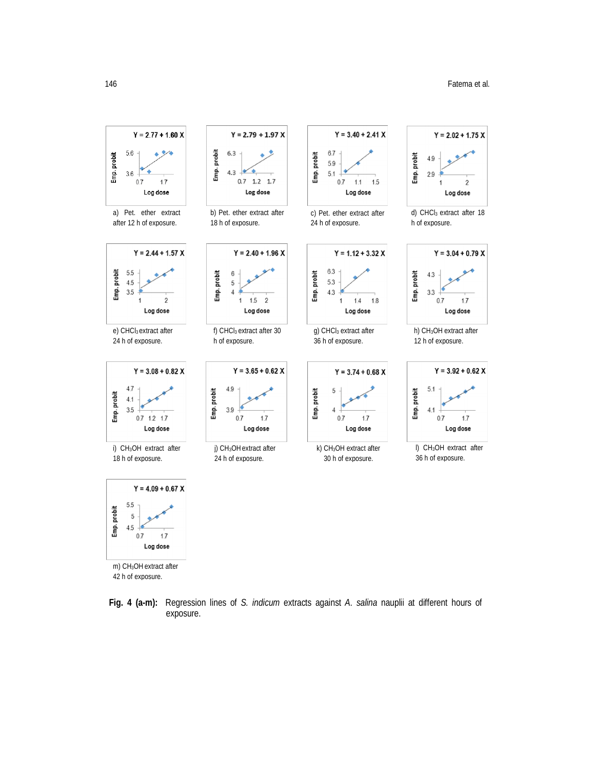Y = 2.77 + 1.60 X

a) Pet. ether extract after 12 h of exposure.

Y = 2.79 + 1.97 X

b) Pet. ether extract after 18 h of exposure.

Y = 3.40 + 2.41 X

c) Pet. ether extract after 24 h of exposure.

Y = 2.02 + 1.75 X

d) $CHCl_3$ extract after 18 h of exposure.

Y = 2.44 + 1.57 X

e) $CHCl_3$ extract after 24 h of exposure.

Y = 2.40 + 1.96 X

f) $CHCl_3$ extract after 30 h of exposure.

Y = 1.12 + 3.32 X

g) $CHCl_3$ extract after 36 h of exposure.

Y = 3.04 + 0.79 X

h) $CH_3OH$ extract after 12 h of exposure.

Y = 3.08 + 0.82 X

i) $CH_3OH$ extract after 18 h of exposure.

Y = 3.65 + 0.62 X

j) $CH_3OH$ extract after 24 h of exposure.

Y = 3.74 + 0.68 X

k) $CH_3OH$ extract after 30 h of exposure.

Y = 3.92 + 0.62 X

l) $CH_3OH$ extract after 36 h of exposure.

Y = 4.09 + 0.67 X

m) $CH_3OH$ extract after 42 h of exposure.

**Fig. 4 (a-m):** Regression lines of *S. indicum* extracts against *A. salina* nauplii at different hours of exposure.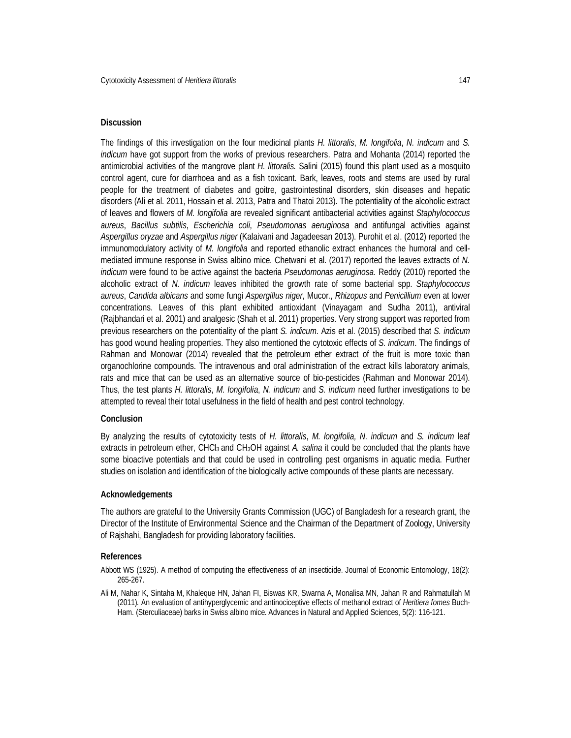## Discussion

The findings of this investigation on the four medicinal plants *H. littoralis*, *M. longifolia*, *N. indicum* and *S. indicum* have got support from the works of previous researchers. Patra and Mohanta (2014) reported the antimicrobial activities of the mangrove plant *H. littoralis.* Salini (2015) found this plant used as a mosquito control agent, cure for diarrhoea and as a fish toxicant. Bark, leaves, roots and stems are used by rural people for the treatment of diabetes and goitre, gastrointestinal disorders, skin diseases and hepatic disorders (Ali et al. 2011, Hossain et al. 2013, Patra and Thatoi 2013). The potentiality of the alcoholic extract of leaves and flowers of *M. longifolia* are revealed significant antibacterial activities against *Staphylococcus aureus*, *Bacillus subtilis*, *Escherichia coli*, *Pseudomonas aeruginosa* and antifungal activities against *Aspergillus oryzae* and *Aspergillus niger* (Kalaivani and Jagadeesan 2013). Purohit et al. (2012) reported the immunomodulatory activity of *M. longifolia* and reported ethanolic extract enhances the humoral and cell-mediated immune response in Swiss albino mice. Chetwani et al. (2017) reported the leaves extracts of *N. indicum* were found to be active against the bacteria *Pseudomonas aeruginosa*. Reddy (2010) reported the alcoholic extract of *N. indicum* leaves inhibited the growth rate of some bacterial spp. *Staphylococcus aureus*, *Candida albicans* and some fungi *Aspergillus niger*, Mucor., *Rhizopus* and *Penicillium* even at lower concentrations. Leaves of this plant exhibited antioxidant (Vinayagam and Sudha 2011), antiviral (Rajbhandari et al. 2001) and analgesic (Shah et al. 2011) properties. Very strong support was reported from previous researchers on the potentiality of the plant *S. indicum.* Azis et al. (2015) described that *S. indicum* has good wound healing properties. They also mentioned the cytotoxic effects of *S. indicum*. The findings of Rahman and Monowar (2014) revealed that the petroleum ether extract of the fruit is more toxic than organochlorine compounds. The intravenous and oral administration of the extract kills laboratory animals, rats and mice that can be used as an alternative source of bio-pesticides (Rahman and Monowar 2014). Thus, the test plants *H. littoralis*, *M. longifolia*, *N. indicum* and *S. indicum* need further investigations to be attempted to reveal their total usefulness in the field of health and pest control technology.

## Conclusion

By analyzing the results of cytotoxicity tests of *H. littoralis*, *M. longifolia, N. indicum* and *S. indicum* leaf extracts in petroleum ether, $CHCl_3$ and $CH_3OH$ against *A. salina* it could be concluded that the plants have some bioactive potentials and that could be used in controlling pest organisms in aquatic media. Further studies on isolation and identification of the biologically active compounds of these plants are necessary.

## Acknowledgements

The authors are grateful to the University Grants Commission (UGC) of Bangladesh for a research grant, the Director of the Institute of Environmental Science and the Chairman of the Department of Zoology, University of Rajshahi, Bangladesh for providing laboratory facilities.

## References

Abbott WS (1925). A method of computing the effectiveness of an insecticide. Journal of Economic Entomology, 18(2): 265-267.

Ali M, Nahar K, Sintaha M, Khaleque HN, Jahan FI, Biswas KR, Swarna A, Monalisa MN, Jahan R and Rahmatullah M (2011). An evaluation of antihyperglycemic and antinociceptive effects of methanol extract of *Heritiera fomes* Buch-Ham. (Sterculiaceae) barks in Swiss albino mice. Advances in Natural and Applied Sciences, 5(2): 116-121.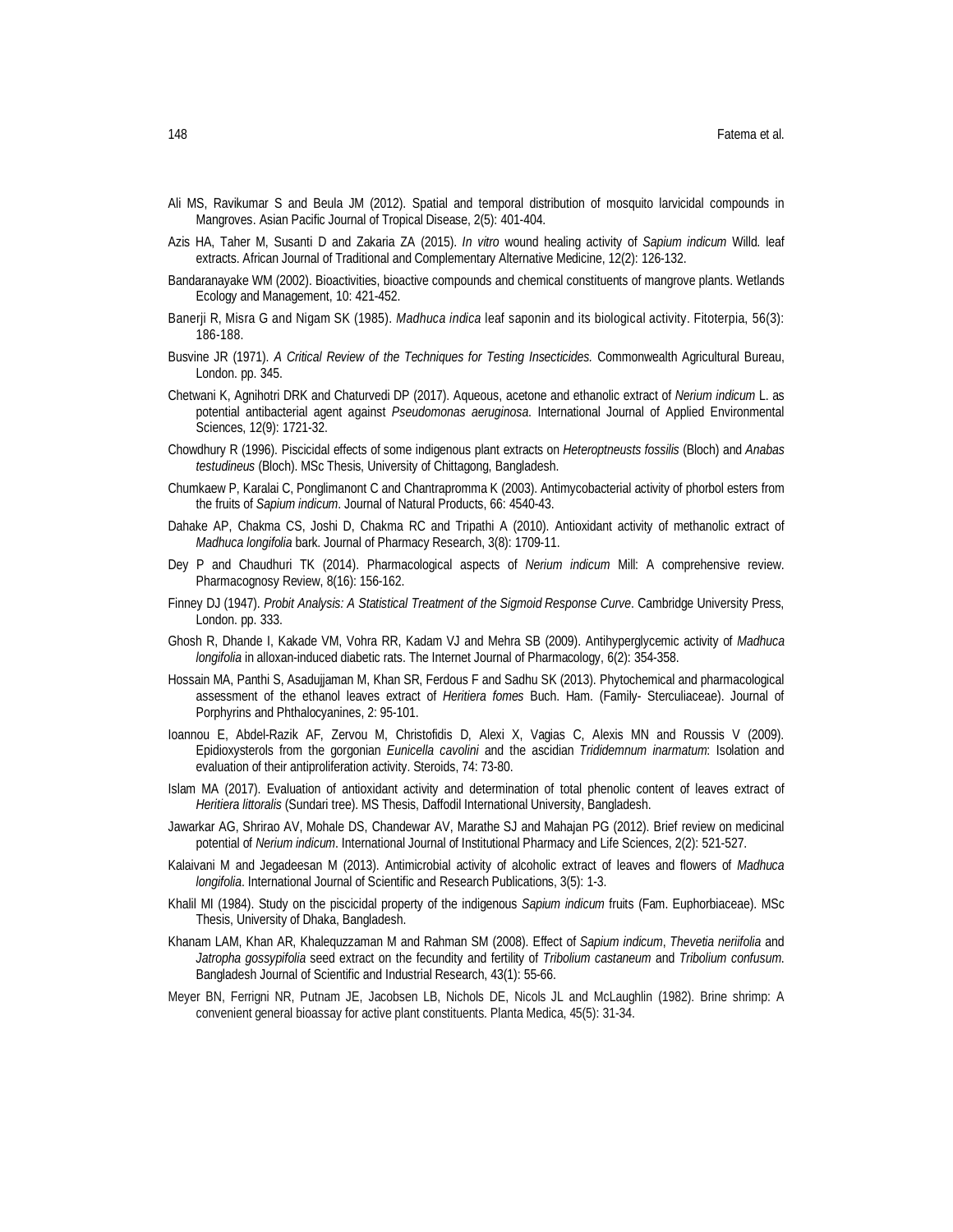Ali MS, Ravikumar S and Beula JM (2012). Spatial and temporal distribution of mosquito larvicidal compounds in Mangroves. Asian Pacific Journal of Tropical Disease, 2(5): 401-404.

Azis HA, Taher M, Susanti D and Zakaria ZA (2015). *In vitro* wound healing activity of *Sapium indicum* Willd. leaf extracts. African Journal of Traditional and Complementary Alternative Medicine, 12(2): 126-132.

Bandaranayake WM (2002). Bioactivities, bioactive compounds and chemical constituents of mangrove plants. Wetlands Ecology and Management, 10: 421-452.

Banerji R, Misra G and Nigam SK (1985). *Madhuca indica* leaf saponin and its biological activity. Fitoterpia, 56(3): 186-188.

Busvine JR (1971). *A Critical Review of the Techniques for Testing Insecticides.* Commonwealth Agricultural Bureau, London. pp. 345.

Chetwani K, Agnihotri DRK and Chaturvedi DP (2017). Aqueous, acetone and ethanolic extract of *Nerium indicum* L. as potential antibacterial agent against *Pseudomonas aeruginosa*. International Journal of Applied Environmental Sciences, 12(9): 1721-32.

Chowdhury R (1996). Piscicidal effects of some indigenous plant extracts on *Heteroptneusts fossilis* (Bloch) and *Anabas testudineus* (Bloch). MSc Thesis, University of Chittagong, Bangladesh.

Chumkaew P, Karalai C, Ponglimanont C and Chantrapromma K (2003). Antimycobacterial activity of phorbol esters from the fruits of *Sapium indicum*. Journal of Natural Products, 66: 4540-43.

Dahake AP, Chakma CS, Joshi D, Chakma RC and Tripathi A (2010). Antioxidant activity of methanolic extract of *Madhuca longifolia* bark. Journal of Pharmacy Research, 3(8): 1709-11.

Dey P and Chaudhuri TK (2014). Pharmacological aspects of *Nerium indicum* Mill: A comprehensive review. Pharmacognosy Review, 8(16): 156-162.

Finney DJ (1947). *Probit Analysis: A Statistical Treatment of the Sigmoid Response Curve*. Cambridge University Press, London. pp. 333.

Ghosh R, Dhande I, Kakade VM, Vohra RR, Kadam VJ and Mehra SB (2009). Antihyperglycemic activity of *Madhuca longifolia* in alloxan-induced diabetic rats. The Internet Journal of Pharmacology, 6(2): 354-358.

Hossain MA, Panthi S, Asadujjaman M, Khan SR, Ferdous F and Sadhu SK (2013). Phytochemical and pharmacological assessment of the ethanol leaves extract of *Heritiera fomes* Buch. Ham. (Family- Sterculiaceae). Journal of Porphyrins and Phthalocyanines, 2: 95-101.

Ioannou E, Abdel-Razik AF, Zervou M, Christofidis D, Alexi X, Vagias C, Alexis MN and Roussis V (2009). Epidioxysterols from the gorgonian *Eunicella cavolini* and the ascidian *Trididemnum inarmatum*: Isolation and evaluation of their antiproliferation activity. Steroids, 74: 73-80.

Islam MA (2017). Evaluation of antioxidant activity and determination of total phenolic content of leaves extract of *Heritiera littoralis* (Sundari tree). MS Thesis, Daffodil International University, Bangladesh.

Jawarkar AG, Shrirao AV, Mohale DS, Chandewar AV, Marathe SJ and Mahajan PG (2012). Brief review on medicinal potential of *Nerium indicum*. International Journal of Institutional Pharmacy and Life Sciences, 2(2): 521-527.

Kalaivani M and Jegadeesan M (2013). Antimicrobial activity of alcoholic extract of leaves and flowers of *Madhuca longifolia*. International Journal of Scientific and Research Publications, 3(5): 1-3.

Khalil MI (1984). Study on the piscicidal property of the indigenous *Sapium indicum* fruits (Fam. Euphorbiaceae). MSc Thesis, University of Dhaka, Bangladesh.

Khanam LAM, Khan AR, Khalequzzaman M and Rahman SM (2008). Effect of *Sapium indicum*, *Thevetia neriifolia* and *Jatropha gossypifolia* seed extract on the fecundity and fertility of *Tribolium castaneum* and *Tribolium confusum*. Bangladesh Journal of Scientific and Industrial Research, 43(1): 55-66.

Meyer BN, Ferrigni NR, Putnam JE, Jacobsen LB, Nichols DE, Nicols JL and McLaughlin (1982). Brine shrimp: A convenient general bioassay for active plant constituents. Planta Medica, 45(5): 31-34.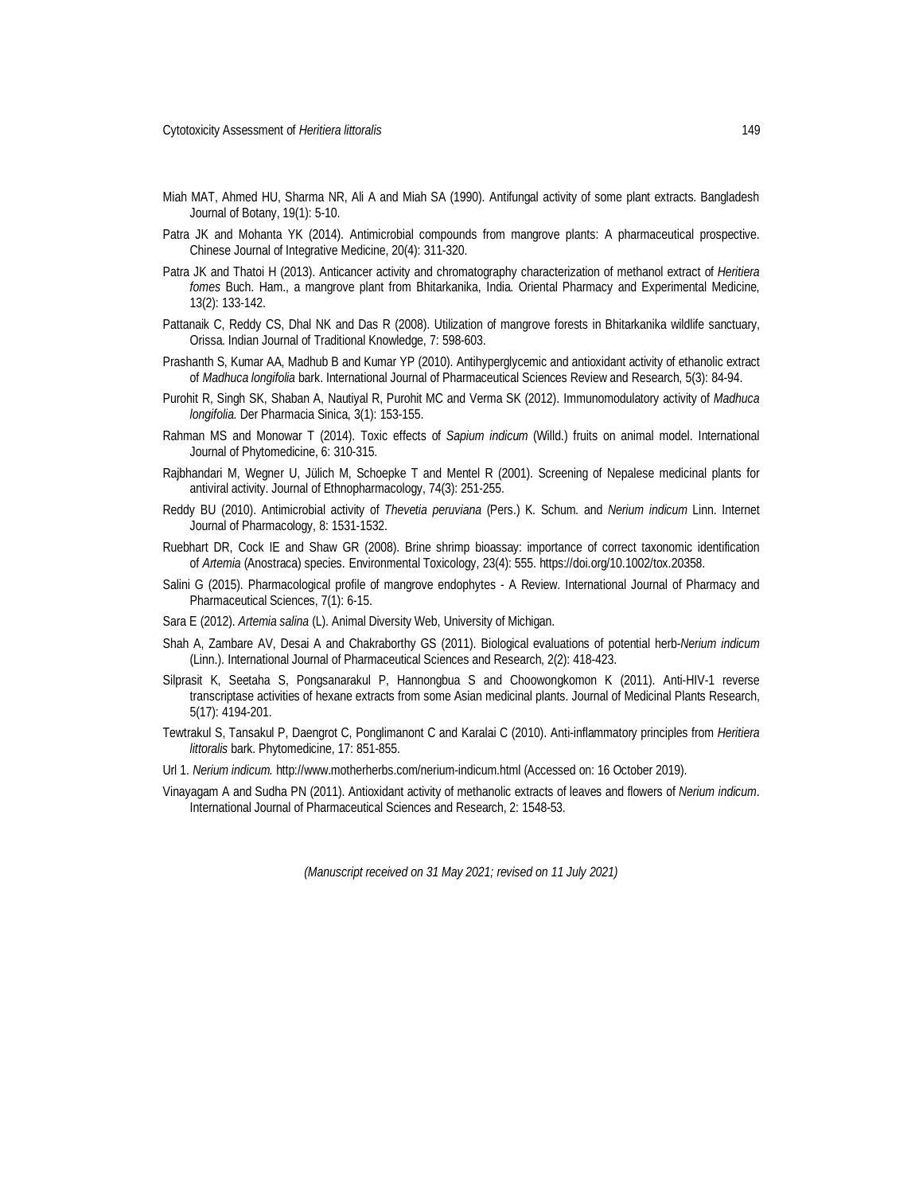Miah MAT, Ahmed HU, Sharma NR, Ali A and Miah SA (1990). Antifungal activity of some plant extracts. Bangladesh Journal of Botany, 19(1): 5-10.

Patra JK and Mohanta YK (2014). Antimicrobial compounds from mangrove plants: A pharmaceutical prospective. Chinese Journal of Integrative Medicine, 20(4): 311-320.

Patra JK and Thatoi H (2013). Anticancer activity and chromatography characterization of methanol extract of *Heritiera fomes* Buch. Ham., a mangrove plant from Bhitarkanika, India. Oriental Pharmacy and Experimental Medicine, 13(2): 133-142.

Pattanaik C, Reddy CS, Dhal NK and Das R (2008). Utilization of mangrove forests in Bhitarkanika wildlife sanctuary, Orissa. Indian Journal of Traditional Knowledge, 7: 598-603.

Prashanth S, Kumar AA, Madhub B and Kumar YP (2010). Antihyperglycemic and antioxidant activity of ethanolic extract of *Madhuca longifolia* bark. International Journal of Pharmaceutical Sciences Review and Research, 5(3): 84-94.

Purohit R, Singh SK, Shaban A, Nautiyal R, Purohit MC and Verma SK (2012). Immunomodulatory activity of *Madhuca longifolia.* Der Pharmacia Sinica, 3(1): 153-155.

Rahman MS and Monowar T (2014). Toxic effects of *Sapium indicum* (Willd.) fruits on animal model. International Journal of Phytomedicine, 6: 310-315.

Rajbhandari M, Wegner U, Jülich M, Schoepke T and Mentel R (2001). Screening of Nepalese medicinal plants for antiviral activity. Journal of Ethnopharmacology, 74(3): 251-255.

Reddy BU (2010). Antimicrobial activity of *Thevetia peruviana* (Pers.) K. Schum. and *Nerium indicum* Linn. Internet Journal of Pharmacology, 8: 1531-1532.

Ruebhart DR, Cock IE and Shaw GR (2008). Brine shrimp bioassay: importance of correct taxonomic identification of *Artemia* (Anostraca) species. Environmental Toxicology, 23(4): 555. https://doi.org/10.1002/tox.20358.

Salini G (2015). Pharmacological profile of mangrove endophytes - A Review. International Journal of Pharmacy and Pharmaceutical Sciences, 7(1): 6-15.

Sara E (2012). *Artemia salina* (L). Animal Diversity Web, University of Michigan.

Shah A, Zambare AV, Desai A and Chakraborthy GS (2011). Biological evaluations of potential herb-*Nerium indicum* (Linn.). International Journal of Pharmaceutical Sciences and Research, 2(2): 418-423.

Silprasit K, Seetaha S, Pongsanarakul P, Hannongbua S and Choowongkomon K (2011). Anti-HIV-1 reverse transcriptase activities of hexane extracts from some Asian medicinal plants. Journal of Medicinal Plants Research, 5(17): 4194-201.

Tewtrakul S, Tansakul P, Daengrot C, Ponglimanont C and Karalai C (2010). Anti-inflammatory principles from *Heritiera littoralis* bark. Phytomedicine, 17: 851-855.

Url 1. *Nerium indicum.* http://www.motherherbs.com/nerium-indicum.html (Accessed on: 16 October 2019).

Vinayagam A and Sudha PN (2011). Antioxidant activity of methanolic extracts of leaves and flowers of *Nerium indicum*. International Journal of Pharmaceutical Sciences and Research, 2: 1548-53.

*(Manuscript received on 31 May 2021; revised on 11 July 2021)*